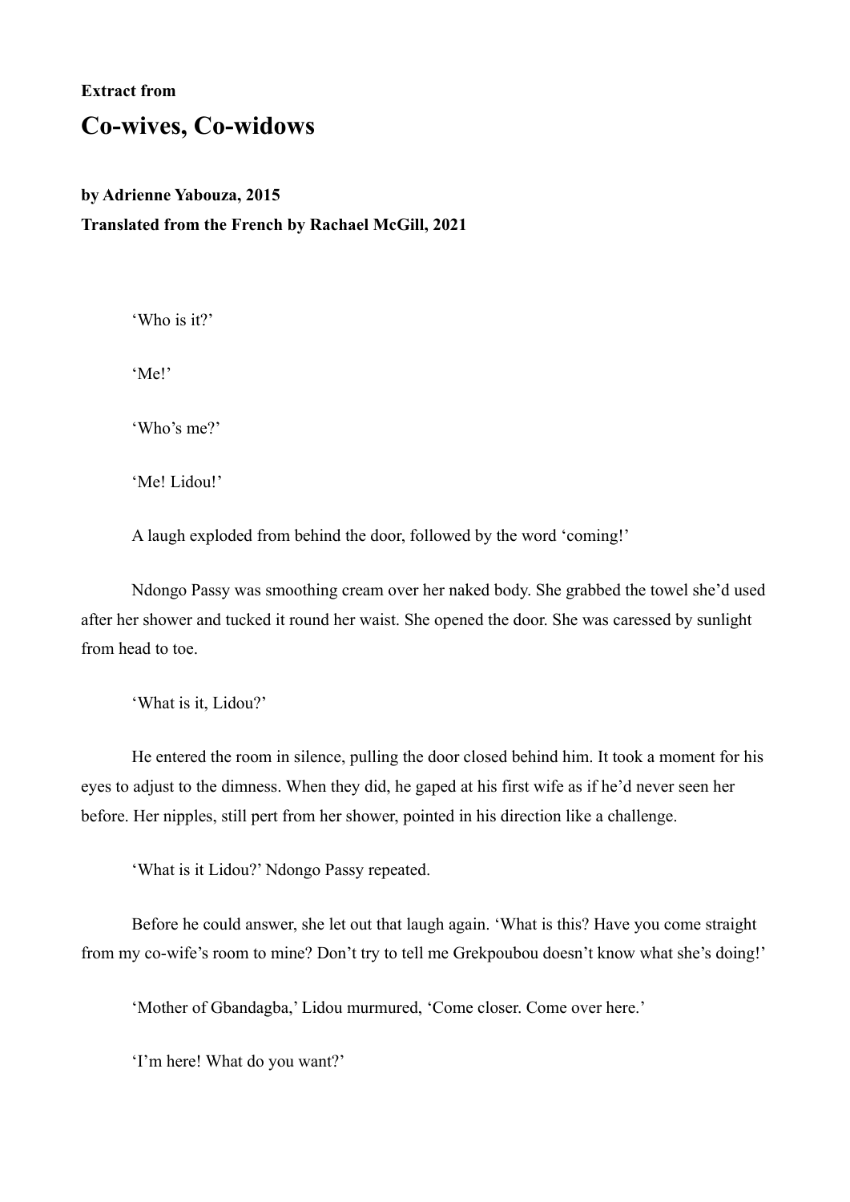**Extract from**

# Co-wives, Co-widows

**by Adrienne Yabouza, 2015**

**Translated from the French by Rachael McGill, 2021**

'Who is it?'

'Me!'

'Who's me?'

'Me! Lidou!'

A laugh exploded from behind the door, followed by the word 'coming!'

Ndongo Passy was smoothing cream over her naked body. She grabbed the towel she'd used after her shower and tucked it round her waist. She opened the door. She was caressed by sunlight from head to toe.

'What is it, Lidou?'

He entered the room in silence, pulling the door closed behind him. It took a moment for his eyes to adjust to the dimness. When they did, he gaped at his first wife as if he'd never seen her before. Her nipples, still pert from her shower, pointed in his direction like a challenge.

'What is it Lidou?' Ndongo Passy repeated.

Before he could answer, she let out that laugh again. 'What is this? Have you come straight from my co-wife's room to mine? Don't try to tell me Grekpoubou doesn't know what she's doing!'

'Mother of Gbandagba,' Lidou murmured, 'Come closer. Come over here.'

'I'm here! What do you want?'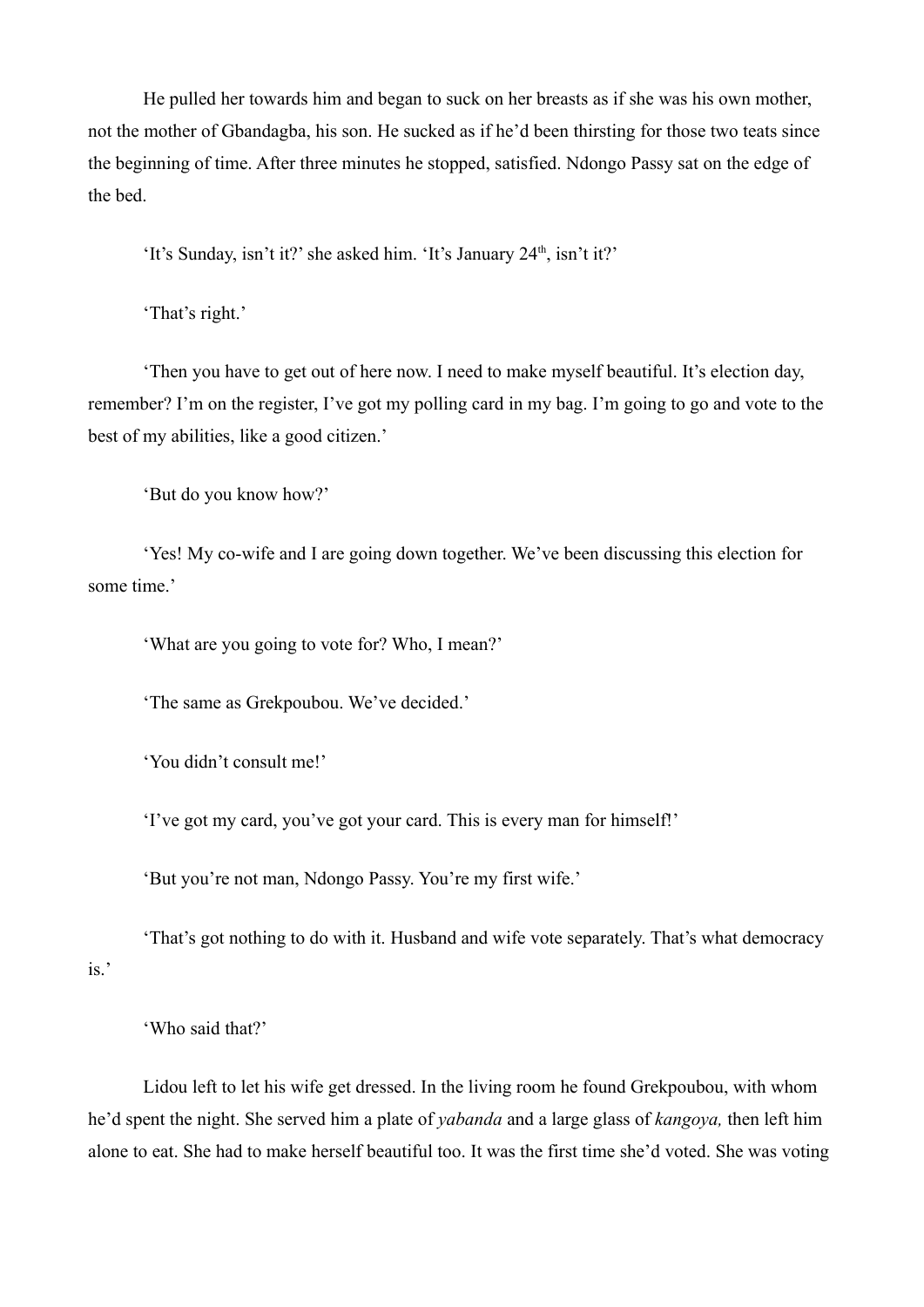He pulled her towards him and began to suck on her breasts as if she was his own mother, not the mother of Gbandagba, his son. He sucked as if he'd been thirsting for those two teats since the beginning of time. After three minutes he stopped, satisfied. Ndongo Passy sat on the edge of the bed.

'It's Sunday, isn't it?' she asked him. 'It's January 24th, isn't it?'

'That's right.'

'Then you have to get out of here now. I need to make myself beautiful. It's election day, remember? I'm on the register, I've got my polling card in my bag. I'm going to go and vote to the best of my abilities, like a good citizen.'

'But do you know how?'

'Yes! My co-wife and I are going down together. We've been discussing this election for some time.'

'What are you going to vote for? Who, I mean?'

'The same as Grekpoubou. We've decided.'

'You didn't consult me!'

'I've got my card, you've got your card. This is every man for himself!'

'But you're not man, Ndongo Passy. You're my first wife.'

'That's got nothing to do with it. Husband and wife vote separately. That's what democracy is.'

'Who said that?'

Lidou left to let his wife get dressed. In the living room he found Grekpoubou, with whom he'd spent the night. She served him a plate of *yabanda* and a large glass of *kangoya,* then left him alone to eat. She had to make herself beautiful too. It was the first time she'd voted. She was voting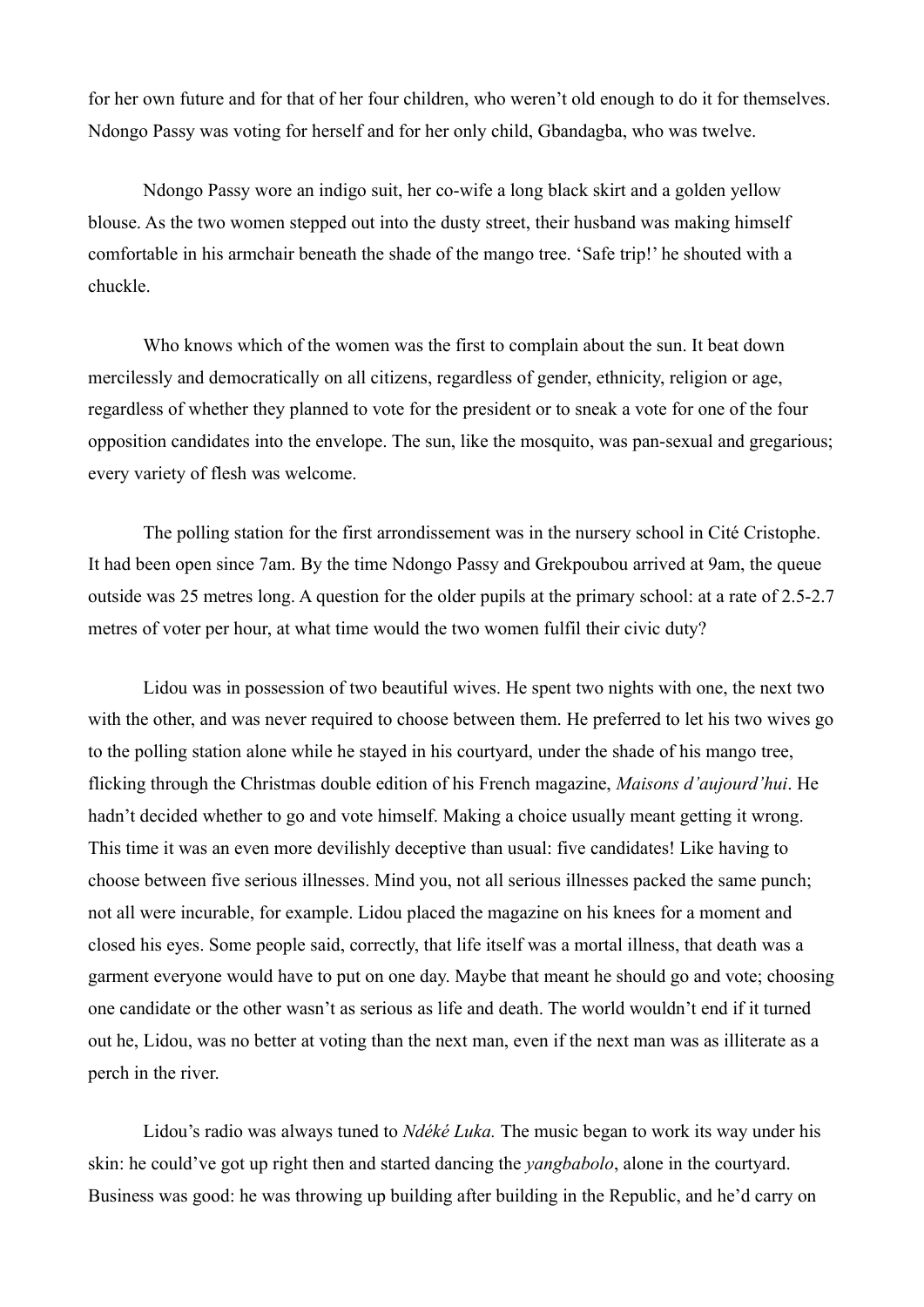for her own future and for that of her four children, who weren't old enough to do it for themselves. Ndongo Passy was voting for herself and for her only child, Gbandagba, who was twelve.

Ndongo Passy wore an indigo suit, her co-wife a long black skirt and a golden yellow blouse. As the two women stepped out into the dusty street, their husband was making himself comfortable in his armchair beneath the shade of the mango tree. 'Safe trip!' he shouted with a chuckle.

Who knows which of the women was the first to complain about the sun. It beat down mercilessly and democratically on all citizens, regardless of gender, ethnicity, religion or age, regardless of whether they planned to vote for the president or to sneak a vote for one of the four opposition candidates into the envelope. The sun, like the mosquito, was pan-sexual and gregarious; every variety of flesh was welcome.

The polling station for the first arrondissement was in the nursery school in Cité Cristophe. It had been open since 7am. By the time Ndongo Passy and Grekpoubou arrived at 9am, the queue outside was 25 metres long. A question for the older pupils at the primary school: at a rate of 2.5-2.7 metres of voter per hour, at what time would the two women fulfil their civic duty?

Lidou was in possession of two beautiful wives. He spent two nights with one, the next two with the other, and was never required to choose between them. He preferred to let his two wives go to the polling station alone while he stayed in his courtyard, under the shade of his mango tree, flicking through the Christmas double edition of his French magazine, *Maisons d'aujourd'hui*. He hadn't decided whether to go and vote himself. Making a choice usually meant getting it wrong. This time it was an even more devilishly deceptive than usual: five candidates! Like having to choose between five serious illnesses. Mind you, not all serious illnesses packed the same punch; not all were incurable, for example. Lidou placed the magazine on his knees for a moment and closed his eyes. Some people said, correctly, that life itself was a mortal illness, that death was a garment everyone would have to put on one day. Maybe that meant he should go and vote; choosing one candidate or the other wasn't as serious as life and death. The world wouldn't end if it turned out he, Lidou, was no better at voting than the next man, even if the next man was as illiterate as a perch in the river.

Lidou's radio was always tuned to *Ndéké Luka.* The music began to work its way under his skin: he could've got up right then and started dancing the *yangbabolo*, alone in the courtyard. Business was good: he was throwing up building after building in the Republic, and he'd carry on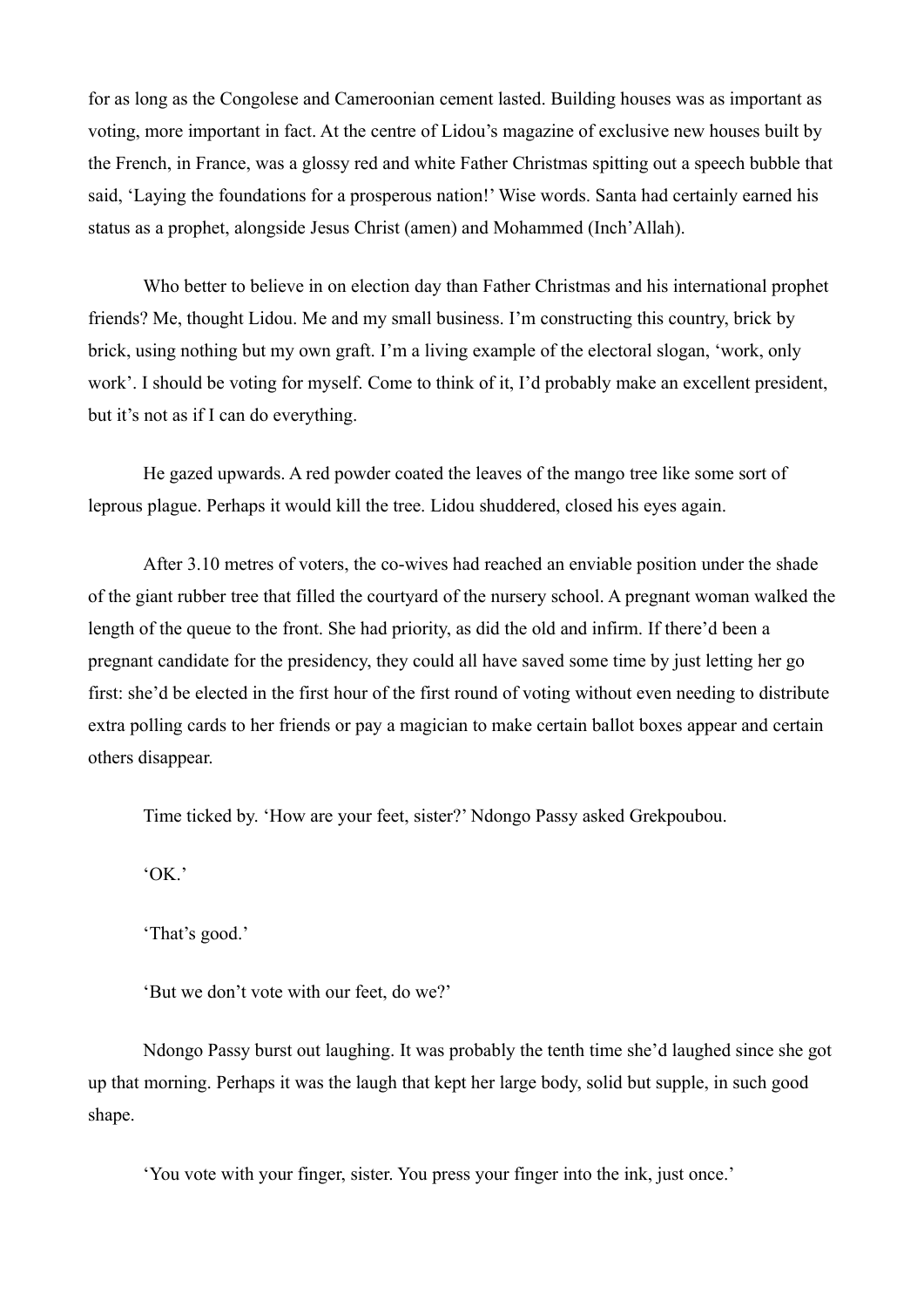for as long as the Congolese and Cameroonian cement lasted. Building houses was as important as voting, more important in fact. At the centre of Lidou's magazine of exclusive new houses built by the French, in France, was a glossy red and white Father Christmas spitting out a speech bubble that said, 'Laying the foundations for a prosperous nation!' Wise words. Santa had certainly earned his status as a prophet, alongside Jesus Christ (amen) and Mohammed (Inch'Allah).

Who better to believe in on election day than Father Christmas and his international prophet friends? Me, thought Lidou. Me and my small business. I'm constructing this country, brick by brick, using nothing but my own graft. I'm a living example of the electoral slogan, 'work, only work'. I should be voting for myself. Come to think of it, I'd probably make an excellent president, but it's not as if I can do everything.

He gazed upwards. A red powder coated the leaves of the mango tree like some sort of leprous plague. Perhaps it would kill the tree. Lidou shuddered, closed his eyes again.

After 3.10 metres of voters, the co-wives had reached an enviable position under the shade of the giant rubber tree that filled the courtyard of the nursery school. A pregnant woman walked the length of the queue to the front. She had priority, as did the old and infirm. If there'd been a pregnant candidate for the presidency, they could all have saved some time by just letting her go first: she'd be elected in the first hour of the first round of voting without even needing to distribute extra polling cards to her friends or pay a magician to make certain ballot boxes appear and certain others disappear.

Time ticked by. 'How are your feet, sister?' Ndongo Passy asked Grekpoubou.

'OK.'

'That's good.'

'But we don't vote with our feet, do we?'

Ndongo Passy burst out laughing. It was probably the tenth time she'd laughed since she got up that morning. Perhaps it was the laugh that kept her large body, solid but supple, in such good shape.

'You vote with your finger, sister. You press your finger into the ink, just once.'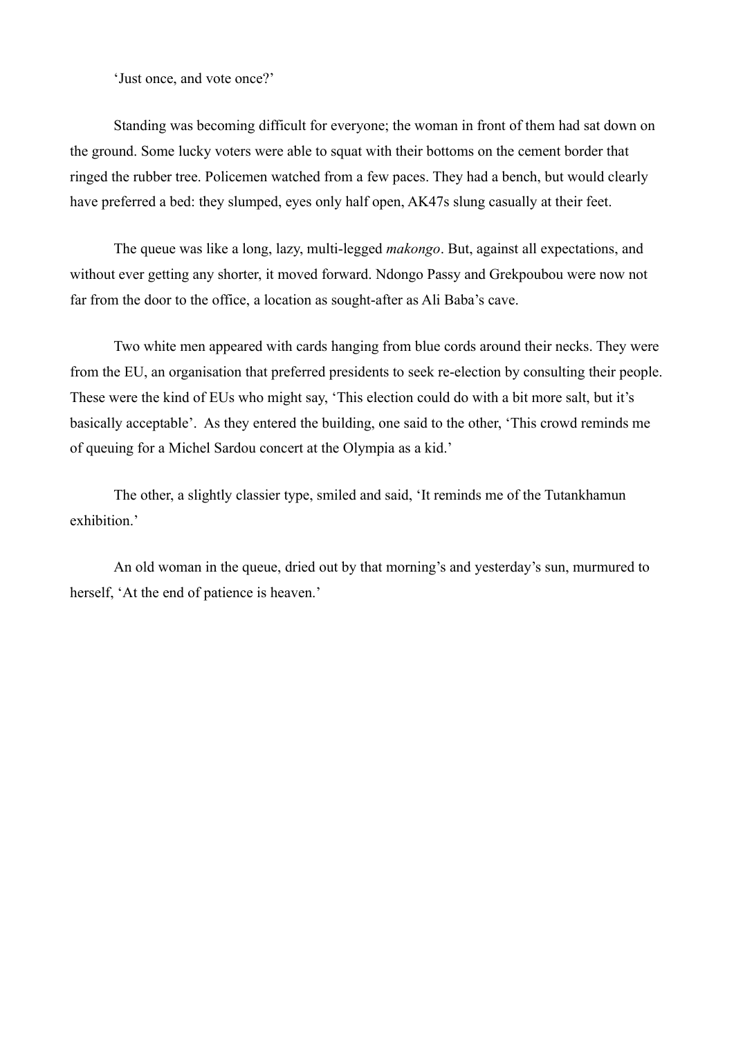'Just once, and vote once?'

Standing was becoming difficult for everyone; the woman in front of them had sat down on the ground. Some lucky voters were able to squat with their bottoms on the cement border that ringed the rubber tree. Policemen watched from a few paces. They had a bench, but would clearly have preferred a bed: they slumped, eyes only half open, AK47s slung casually at their feet.

The queue was like a long, lazy, multi-legged *makongo*. But, against all expectations, and without ever getting any shorter, it moved forward. Ndongo Passy and Grekpoubou were now not far from the door to the office, a location as sought-after as Ali Baba's cave.

Two white men appeared with cards hanging from blue cords around their necks. They were from the EU, an organisation that preferred presidents to seek re-election by consulting their people. These were the kind of EUs who might say, 'This election could do with a bit more salt, but it's basically acceptable'. As they entered the building, one said to the other, 'This crowd reminds me of queuing for a Michel Sardou concert at the Olympia as a kid.'

The other, a slightly classier type, smiled and said, 'It reminds me of the Tutankhamun exhibition.'

An old woman in the queue, dried out by that morning's and yesterday's sun, murmured to herself, 'At the end of patience is heaven.'